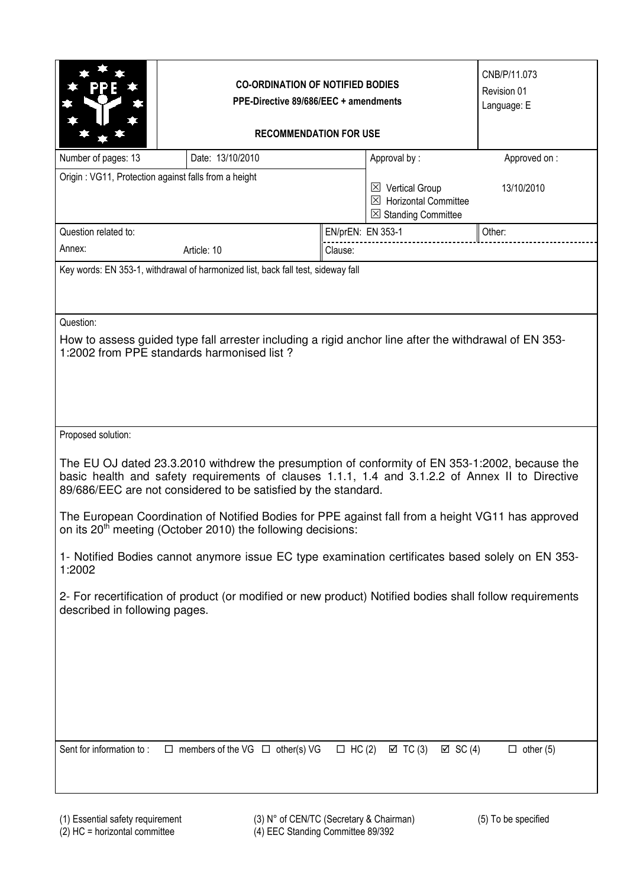| | **CO-ORDINATION OF NOTIFIED BODIES**<br>**PPE-Directive 89/686/EEC + amendments**<br><br>**RECOMMENDATION FOR USE** | CNB/P/11.073<br>Revision 01<br>Language: E |
|---|---|---|

| Number of pages: 13 | Date: 13/10/2010 | Approval by : | Approved on : |
|---|---|---|---|
| Origin : VG11, Protection against falls from a height | | ☒ Vertical Group<br>☒ Horizontal Committee<br>☒ Standing Committee | 13/10/2010 |
| Question related to: | | EN/prEN: EN 353-1 | Other: |
| Annex: | Article: 10 | Clause: | |

Key words: EN 353-1, withdrawal of harmonized list, back fall test, sideway fall

Question:

How to assess guided type fall arrester including a rigid anchor line after the withdrawal of EN 353-1:2002 from PPE standards harmonised list ?

Proposed solution:

The EU OJ dated 23.3.2010 withdrew the presumption of conformity of EN 353-1:2002, because the basic health and safety requirements of clauses 1.1.1, 1.4 and 3.1.2.2 of Annex II to Directive 89/686/EEC are not considered to be satisfied by the standard.

The European Coordination of Notified Bodies for PPE against fall from a height VG11 has approved on its 20th meeting (October 2010) the following decisions:

1- Notified Bodies cannot anymore issue EC type examination certificates based solely on EN 353-1:2002

2- For recertification of product (or modified or new product) Notified bodies shall follow requirements described in following pages.

Sent for information to : ☐ members of the VG ☐ other(s) VG ☐ HC (2) ☑ TC (3) ☑ SC (4) ☐ other (5)

(1) Essential safety requirement
(2) HC = horizontal committee
(3) N° of CEN/TC (Secretary & Chairman)
(4) EEC Standing Committee 89/392
(5) To be specified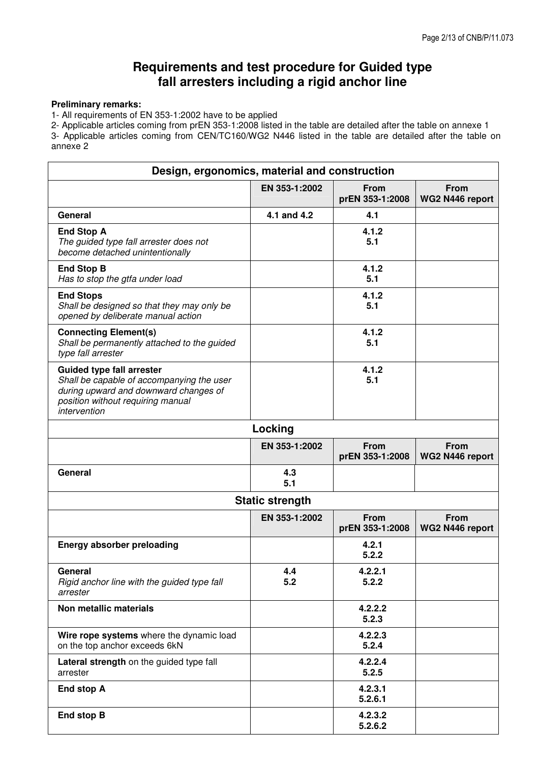# Requirements and test procedure for Guided type fall arresters including a rigid anchor line

**Preliminary remarks:**

1- All requirements of EN 353-1:2002 have to be applied

2- Applicable articles coming from prEN 353-1:2008 listed in the table are detailed after the table on annexe 1

3- Applicable articles coming from CEN/TC160/WG2 N446 listed in the table are detailed after the table on annexe 2

| Design, ergonomics, material and construction | | | |
|---|---|---|---|
| | **EN 353-1:2002** | **From prEN 353-1:2008** | **From WG2 N446 report** |
| **General** | 4.1 and 4.2 | 4.1 | |
| **End Stop A** *The guided type fall arrester does not become detached unintentionally* | | 4.1.2 5.1 | |
| **End Stop B** *Has to stop the gtfa under load* | | 4.1.2 5.1 | |
| **End Stops** *Shall be designed so that they may only be opened by deliberate manual action* | | 4.1.2 5.1 | |
| **Connecting Element(s)** *Shall be permanently attached to the guided type fall arrester* | | 4.1.2 5.1 | |
| **Guided type fall arrester** *Shall be capable of accompanying the user during upward and downward changes of position without requiring manual intervention* | | 4.1.2 5.1 | |
| **Locking** | | | |
| | **EN 353-1:2002** | **From prEN 353-1:2008** | **From WG2 N446 report** |
| **General** | 4.3 5.1 | | |
| **Static strength** | | | |
| | **EN 353-1:2002** | **From prEN 353-1:2008** | **From WG2 N446 report** |
| **Energy absorber preloading** | | 4.2.1 5.2.2 | |
| **General** *Rigid anchor line with the guided type fall arrester* | 4.4 5.2 | 4.2.2.1 5.2.2 | |
| **Non metallic materials** | | 4.2.2.2 5.2.3 | |
| **Wire rope systems** where the dynamic load on the top anchor exceeds 6kN | | 4.2.2.3 5.2.4 | |
| **Lateral strength** on the guided type fall arrester | | 4.2.2.4 5.2.5 | |
| **End stop A** | | 4.2.3.1 5.2.6.1 | |
| **End stop B** | | 4.2.3.2 5.2.6.2 | |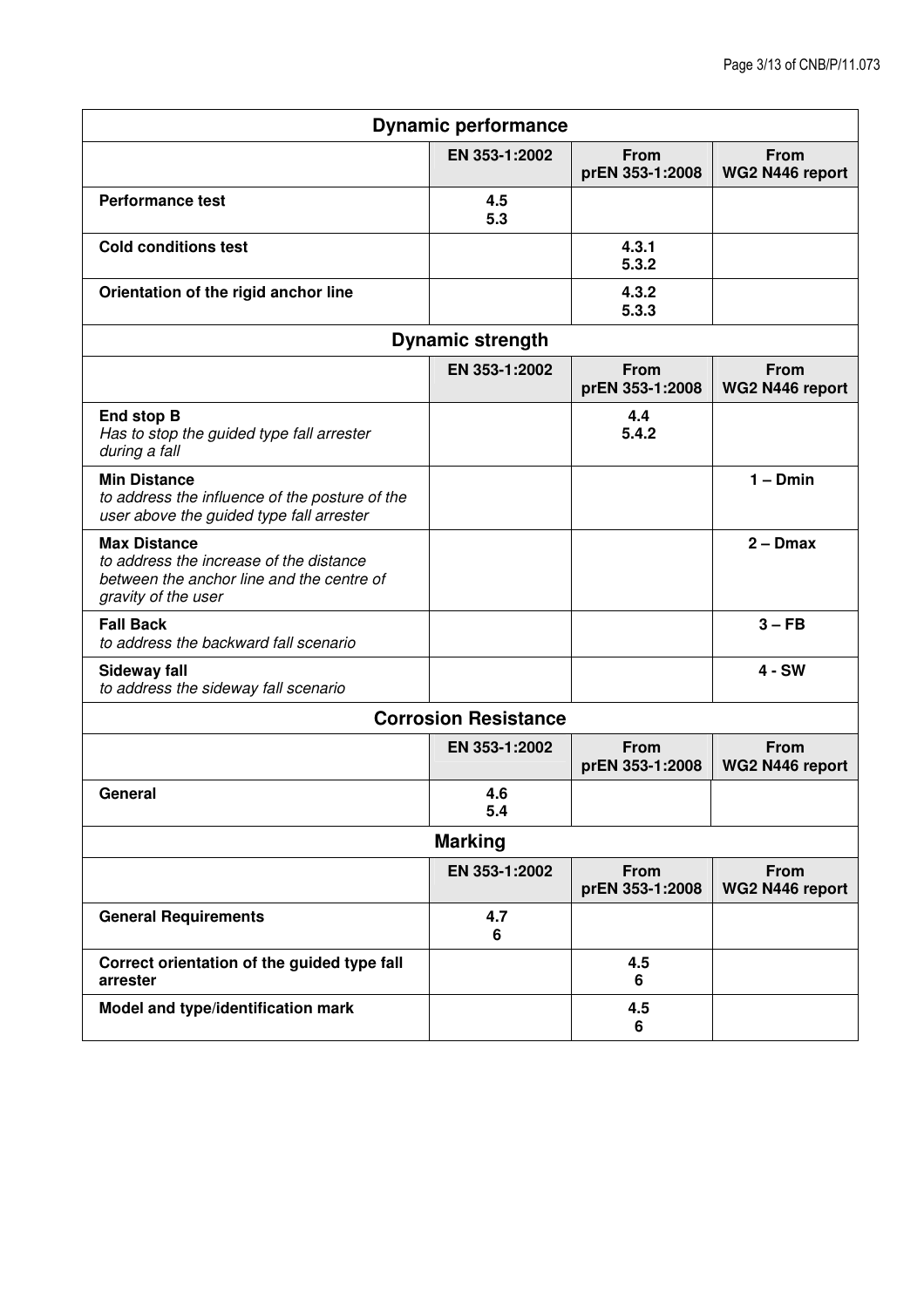| Dynamic performance | | | |
|---|---|---|---|
| | **EN 353-1:2002** | **From prEN 353-1:2008** | **From WG2 N446 report** |
| **Performance test** | **4.5**<br>**5.3** | | |
| **Cold conditions test** | | **4.3.1**<br>**5.3.2** | |
| **Orientation of the rigid anchor line** | | **4.3.2**<br>**5.3.3** | |

| Dynamic strength | | | |
|---|---|---|---|
| | **EN 353-1:2002** | **From prEN 353-1:2008** | **From WG2 N446 report** |
| **End stop B**<br>*Has to stop the guided type fall arrester during a fall* | | **4.4**<br>**5.4.2** | |
| **Min Distance**<br>*to address the influence of the posture of the user above the guided type fall arrester* | | | **1 – Dmin** |
| **Max Distance**<br>*to address the increase of the distance between the anchor line and the centre of gravity of the user* | | | **2 – Dmax** |
| **Fall Back**<br>*to address the backward fall scenario* | | | **3 – FB** |
| **Sideway fall**<br>*to address the sideway fall scenario* | | | **4 - SW** |

| Corrosion Resistance | | | |
|---|---|---|---|
| | **EN 353-1:2002** | **From prEN 353-1:2008** | **From WG2 N446 report** |
| **General** | **4.6**<br>**5.4** | | |

| Marking | | | |
|---|---|---|---|
| | **EN 353-1:2002** | **From prEN 353-1:2008** | **From WG2 N446 report** |
| **General Requirements** | **4.7**<br>**6** | | |
| **Correct orientation of the guided type fall arrester** | | **4.5**<br>**6** | |
| **Model and type/identification mark** | | **4.5**<br>**6** | |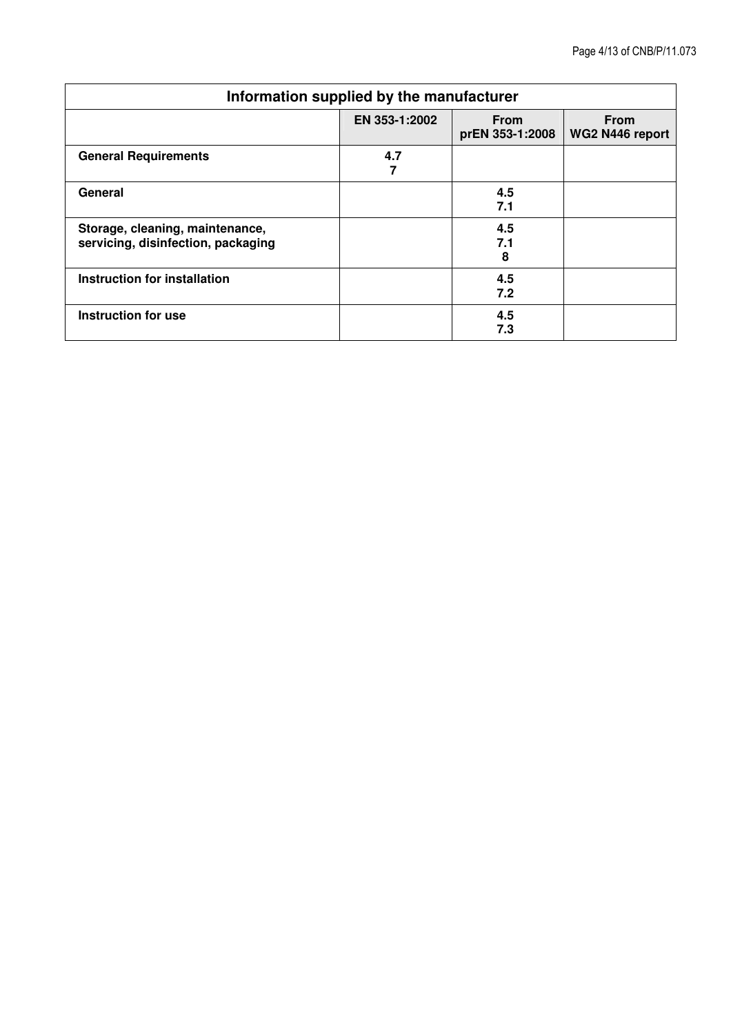| Information supplied by the manufacturer | | | |
|---|---|---|---|
| | **EN 353-1:2002** | **From prEN 353-1:2008** | **From WG2 N446 report** |
| **General Requirements** | **4.7**<br>**7** | | |
| **General** | | **4.5**<br>**7.1** | |
| **Storage, cleaning, maintenance, servicing, disinfection, packaging** | | **4.5**<br>**7.1**<br>**8** | |
| **Instruction for installation** | | **4.5**<br>**7.2** | |
| **Instruction for use** | | **4.5**<br>**7.3** | |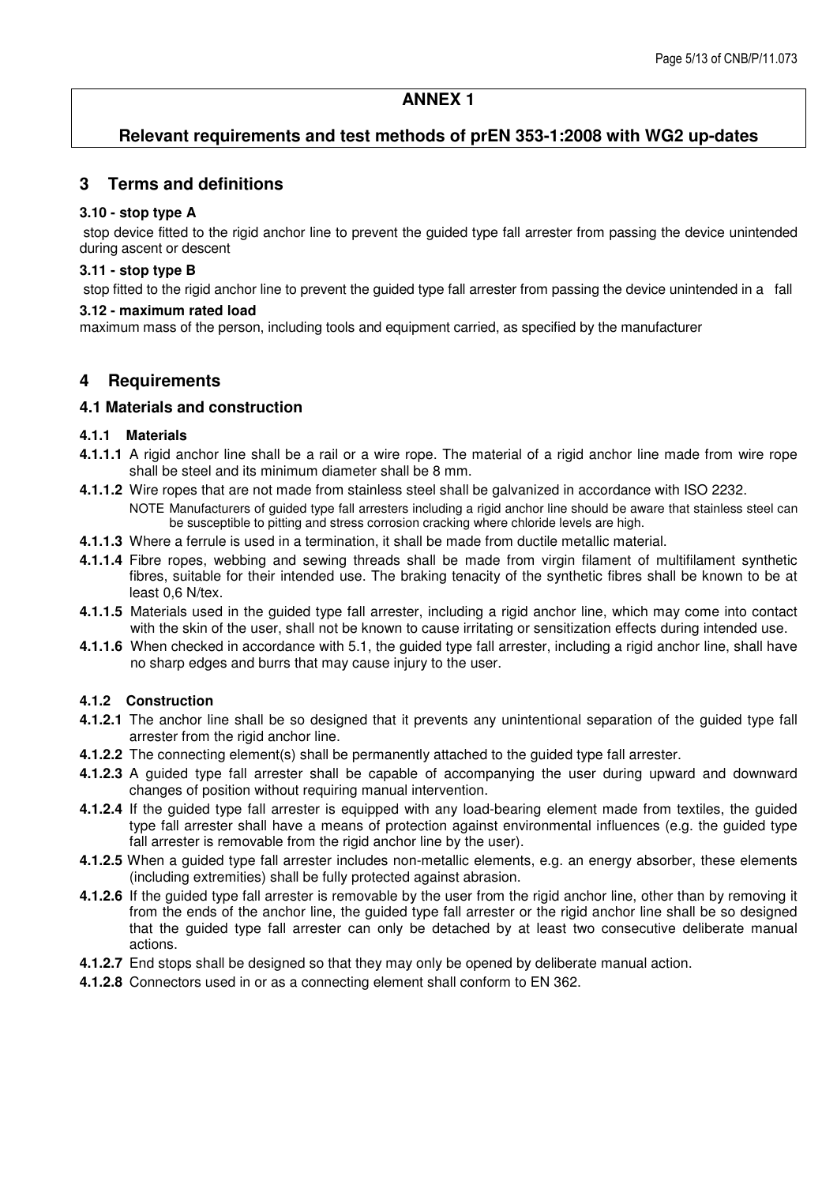## ANNEX 1

## Relevant requirements and test methods of prEN 353-1:2008 with WG2 up-dates

## 3 Terms and definitions

**3.10 - stop type A**

stop device fitted to the rigid anchor line to prevent the guided type fall arrester from passing the device unintended during ascent or descent

**3.11 - stop type B**

stop fitted to the rigid anchor line to prevent the guided type fall arrester from passing the device unintended in a fall

**3.12 - maximum rated load**

maximum mass of the person, including tools and equipment carried, as specified by the manufacturer

## 4 Requirements

### 4.1 Materials and construction

#### 4.1.1 Materials

**4.1.1.1** A rigid anchor line shall be a rail or a wire rope. The material of a rigid anchor line made from wire rope shall be steel and its minimum diameter shall be 8 mm.

**4.1.1.2** Wire ropes that are not made from stainless steel shall be galvanized in accordance with ISO 2232.

NOTE Manufacturers of guided type fall arresters including a rigid anchor line should be aware that stainless steel can be susceptible to pitting and stress corrosion cracking where chloride levels are high.

**4.1.1.3** Where a ferrule is used in a termination, it shall be made from ductile metallic material.

**4.1.1.4** Fibre ropes, webbing and sewing threads shall be made from virgin filament of multifilament synthetic fibres, suitable for their intended use. The braking tenacity of the synthetic fibres shall be known to be at least 0,6 N/tex.

**4.1.1.5** Materials used in the guided type fall arrester, including a rigid anchor line, which may come into contact with the skin of the user, shall not be known to cause irritating or sensitization effects during intended use.

**4.1.1.6** When checked in accordance with 5.1, the guided type fall arrester, including a rigid anchor line, shall have no sharp edges and burrs that may cause injury to the user.

#### 4.1.2 Construction

**4.1.2.1** The anchor line shall be so designed that it prevents any unintentional separation of the guided type fall arrester from the rigid anchor line.

**4.1.2.2** The connecting element(s) shall be permanently attached to the guided type fall arrester.

**4.1.2.3** A guided type fall arrester shall be capable of accompanying the user during upward and downward changes of position without requiring manual intervention.

**4.1.2.4** If the guided type fall arrester is equipped with any load-bearing element made from textiles, the guided type fall arrester shall have a means of protection against environmental influences (e.g. the guided type fall arrester is removable from the rigid anchor line by the user).

**4.1.2.5** When a guided type fall arrester includes non-metallic elements, e.g. an energy absorber, these elements (including extremities) shall be fully protected against abrasion.

**4.1.2.6** If the guided type fall arrester is removable by the user from the rigid anchor line, other than by removing it from the ends of the anchor line, the guided type fall arrester or the rigid anchor line shall be so designed that the guided type fall arrester can only be detached by at least two consecutive deliberate manual actions.

**4.1.2.7** End stops shall be designed so that they may only be opened by deliberate manual action.

**4.1.2.8** Connectors used in or as a connecting element shall conform to EN 362.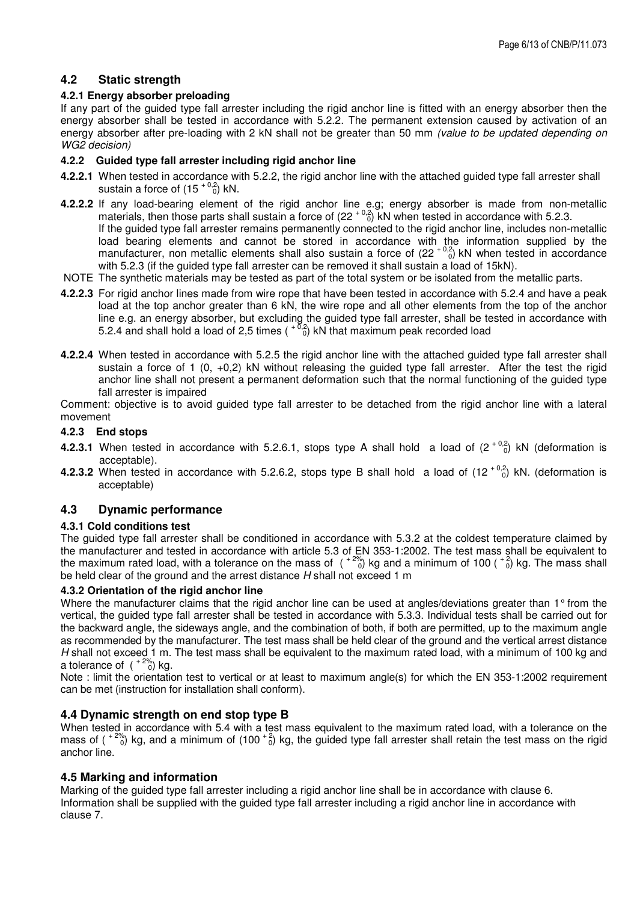## 4.2 Static strength

### 4.2.1 Energy absorber preloading

If any part of the guided type fall arrester including the rigid anchor line is fitted with an energy absorber then the energy absorber shall be tested in accordance with 5.2.2. The permanent extension caused by activation of an energy absorber after pre-loading with 2 kN shall not be greater than 50 mm *(value to be updated depending on WG2 decision)*

### 4.2.2 Guided type fall arrester including rigid anchor line

**4.2.2.1** When tested in accordance with 5.2.2, the rigid anchor line with the attached guided type fall arrester shall sustain a force of ($15^{+0,2}_{\ 0}$) kN.

**4.2.2.2** If any load-bearing element of the rigid anchor line e.g; energy absorber is made from non-metallic materials, then those parts shall sustain a force of ($22^{+0,2}_{\ 0}$) kN when tested in accordance with 5.2.3.
If the guided type fall arrester remains permanently connected to the rigid anchor line, includes non-metallic load bearing elements and cannot be stored in accordance with the information supplied by the manufacturer, non metallic elements shall also sustain a force of ($22^{+0,2}_{\ 0}$) kN when tested in accordance with 5.2.3 (if the guided type fall arrester can be removed it shall sustain a load of 15kN).

NOTE The synthetic materials may be tested as part of the total system or be isolated from the metallic parts.

**4.2.2.3** For rigid anchor lines made from wire rope that have been tested in accordance with 5.2.4 and have a peak load at the top anchor greater than 6 kN, the wire rope and all other elements from the top of the anchor line e.g. an energy absorber, but excluding the guided type fall arrester, shall be tested in accordance with 5.2.4 and shall hold a load of 2,5 times ($^{+0,2}_{\ 0}$) kN that maximum peak recorded load

**4.2.2.4** When tested in accordance with 5.2.5 the rigid anchor line with the attached guided type fall arrester shall sustain a force of 1 (0, +0,2) kN without releasing the guided type fall arrester. After the test the rigid anchor line shall not present a permanent deformation such that the normal functioning of the guided type fall arrester is impaired

Comment: objective is to avoid guided type fall arrester to be detached from the rigid anchor line with a lateral movement

### 4.2.3 End stops

**4.2.3.1** When tested in accordance with 5.2.6.1, stops type A shall hold a load of ($2^{+0,2}_{\ 0}$) kN (deformation is acceptable).

**4.2.3.2** When tested in accordance with 5.2.6.2, stops type B shall hold a load of ($12^{+0,2}_{\ 0}$) kN. (deformation is acceptable)

## 4.3 Dynamic performance

### 4.3.1 Cold conditions test

The guided type fall arrester shall be conditioned in accordance with 5.3.2 at the coldest temperature claimed by the manufacturer and tested in accordance with article 5.3 of EN 353-1:2002. The test mass shall be equivalent to the maximum rated load, with a tolerance on the mass of ($^{+2\%}_{\ 0}$) kg and a minimum of 100 ($^{+2}_{\ 0}$) kg. The mass shall be held clear of the ground and the arrest distance *H* shall not exceed 1 m

### 4.3.2 Orientation of the rigid anchor line

Where the manufacturer claims that the rigid anchor line can be used at angles/deviations greater than 1° from the vertical, the guided type fall arrester shall be tested in accordance with 5.3.3. Individual tests shall be carried out for the backward angle, the sideways angle, and the combination of both, if both are permitted, up to the maximum angle as recommended by the manufacturer. The test mass shall be held clear of the ground and the vertical arrest distance *H* shall not exceed 1 m. The test mass shall be equivalent to the maximum rated load, with a minimum of 100 kg and a tolerance of ($^{+2\%}_{\ 0}$) kg.

Note : limit the orientation test to vertical or at least to maximum angle(s) for which the EN 353-1:2002 requirement can be met (instruction for installation shall conform).

## 4.4 Dynamic strength on end stop type B

When tested in accordance with 5.4 with a test mass equivalent to the maximum rated load, with a tolerance on the mass of ($^{+2\%}_{\ 0}$) kg, and a minimum of ($100^{+2}_{\ 0}$) kg, the guided type fall arrester shall retain the test mass on the rigid anchor line.

## 4.5 Marking and information

Marking of the guided type fall arrester including a rigid anchor line shall be in accordance with clause 6.
Information shall be supplied with the guided type fall arrester including a rigid anchor line in accordance with clause 7.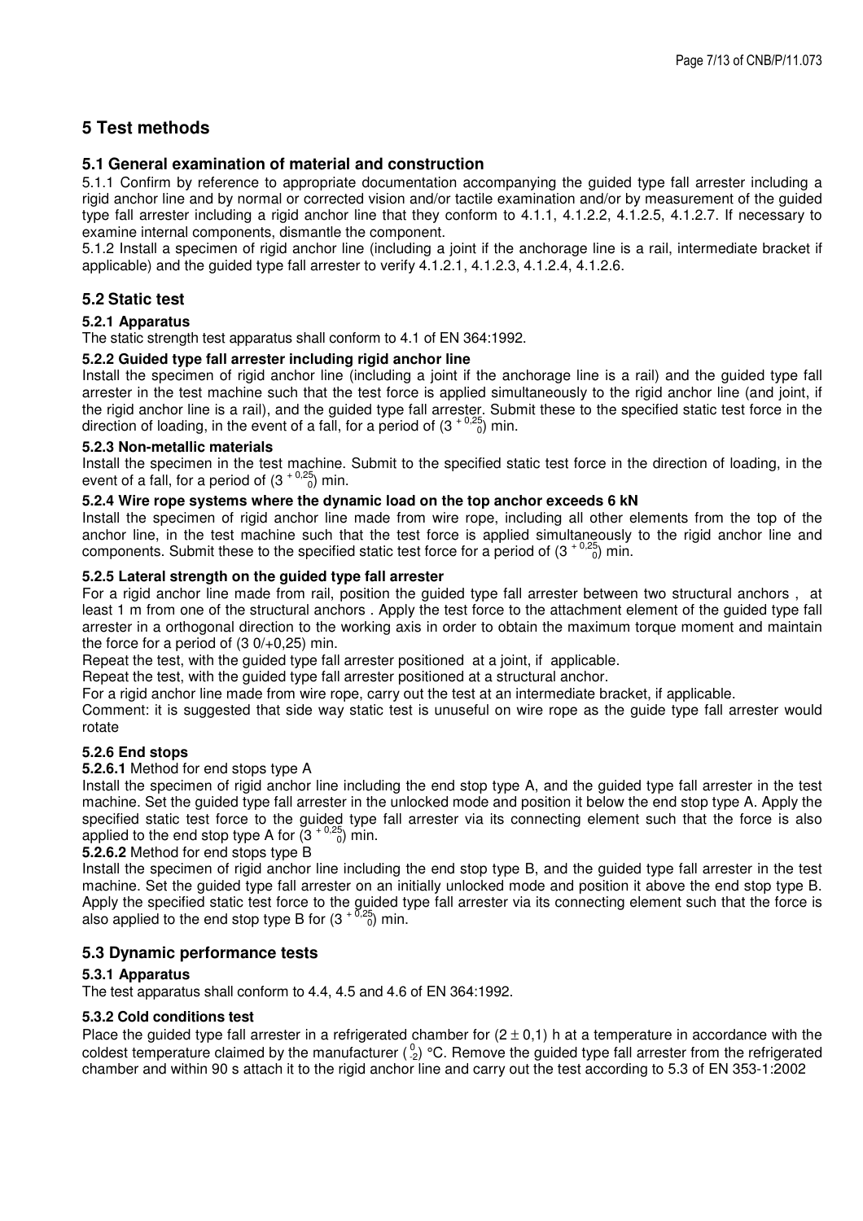# 5 Test methods

## 5.1 General examination of material and construction

5.1.1 Confirm by reference to appropriate documentation accompanying the guided type fall arrester including a rigid anchor line and by normal or corrected vision and/or tactile examination and/or by measurement of the guided type fall arrester including a rigid anchor line that they conform to 4.1.1, 4.1.2.2, 4.1.2.5, 4.1.2.7. If necessary to examine internal components, dismantle the component.

5.1.2 Install a specimen of rigid anchor line (including a joint if the anchorage line is a rail, intermediate bracket if applicable) and the guided type fall arrester to verify 4.1.2.1, 4.1.2.3, 4.1.2.4, 4.1.2.6.

## 5.2 Static test

### 5.2.1 Apparatus

The static strength test apparatus shall conform to 4.1 of EN 364:1992.

### 5.2.2 Guided type fall arrester including rigid anchor line

Install the specimen of rigid anchor line (including a joint if the anchorage line is a rail) and the guided type fall arrester in the test machine such that the test force is applied simultaneously to the rigid anchor line (and joint, if the rigid anchor line is a rail), and the guided type fall arrester. Submit these to the specified static test force in the direction of loading, in the event of a fall, for a period of $(3\,^{+0,25}_{0})$ min.

### 5.2.3 Non-metallic materials

Install the specimen in the test machine. Submit to the specified static test force in the direction of loading, in the event of a fall, for a period of $(3\,^{+0,25}_{0})$ min.

### 5.2.4 Wire rope systems where the dynamic load on the top anchor exceeds 6 kN

Install the specimen of rigid anchor line made from wire rope, including all other elements from the top of the anchor line, in the test machine such that the test force is applied simultaneously to the rigid anchor line and components. Submit these to the specified static test force for a period of $(3\,^{+0,25}_{0})$ min.

### 5.2.5 Lateral strength on the guided type fall arrester

For a rigid anchor line made from rail, position the guided type fall arrester between two structural anchors , at least 1 m from one of the structural anchors . Apply the test force to the attachment element of the guided type fall arrester in a orthogonal direction to the working axis in order to obtain the maximum torque moment and maintain the force for a period of (3 0/+0,25) min.

Repeat the test, with the guided type fall arrester positioned at a joint, if applicable.

Repeat the test, with the guided type fall arrester positioned at a structural anchor.

For a rigid anchor line made from wire rope, carry out the test at an intermediate bracket, if applicable.

Comment: it is suggested that side way static test is unuseful on wire rope as the guide type fall arrester would rotate

### 5.2.6 End stops

**5.2.6.1** Method for end stops type A

Install the specimen of rigid anchor line including the end stop type A, and the guided type fall arrester in the test machine. Set the guided type fall arrester in the unlocked mode and position it below the end stop type A. Apply the specified static test force to the guided type fall arrester via its connecting element such that the force is also applied to the end stop type A for $(3\,^{+0,25}_{0})$ min.

**5.2.6.2** Method for end stops type B

Install the specimen of rigid anchor line including the end stop type B, and the guided type fall arrester in the test machine. Set the guided type fall arrester on an initially unlocked mode and position it above the end stop type B. Apply the specified static test force to the guided type fall arrester via its connecting element such that the force is also applied to the end stop type B for $(3\,^{+0,25}_{0})$ min.

## 5.3 Dynamic performance tests

### 5.3.1 Apparatus

The test apparatus shall conform to 4.4, 4.5 and 4.6 of EN 364:1992.

### 5.3.2 Cold conditions test

Place the guided type fall arrester in a refrigerated chamber for $(2 \pm 0,1)$ h at a temperature in accordance with the coldest temperature claimed by the manufacturer $(^{0}_{-2})$ °C. Remove the guided type fall arrester from the refrigerated chamber and within 90 s attach it to the rigid anchor line and carry out the test according to 5.3 of EN 353-1:2002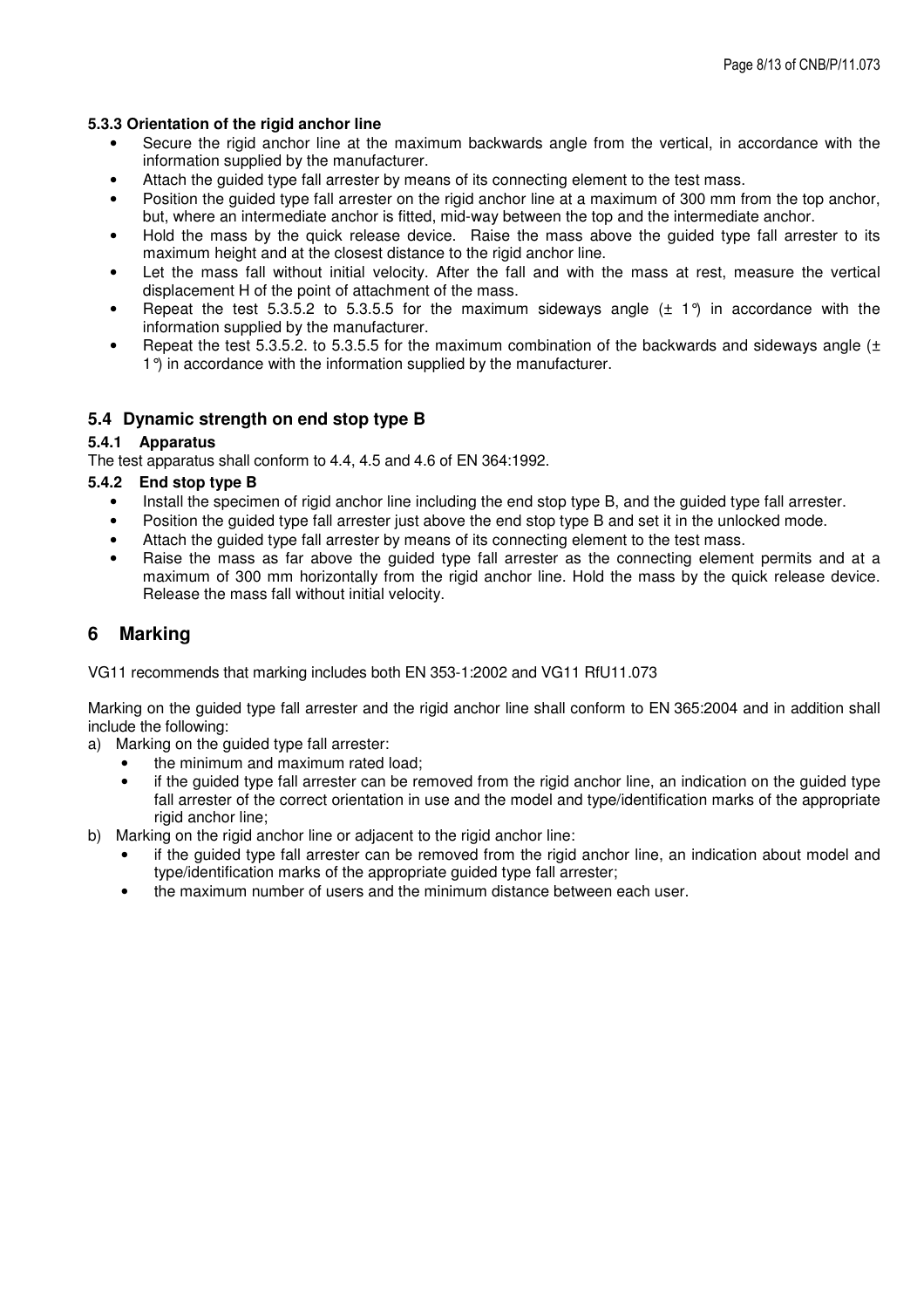#### 5.3.3 Orientation of the rigid anchor line

- Secure the rigid anchor line at the maximum backwards angle from the vertical, in accordance with the information supplied by the manufacturer.
- Attach the guided type fall arrester by means of its connecting element to the test mass.
- Position the guided type fall arrester on the rigid anchor line at a maximum of 300 mm from the top anchor, but, where an intermediate anchor is fitted, mid-way between the top and the intermediate anchor.
- Hold the mass by the quick release device. Raise the mass above the guided type fall arrester to its maximum height and at the closest distance to the rigid anchor line.
- Let the mass fall without initial velocity. After the fall and with the mass at rest, measure the vertical displacement H of the point of attachment of the mass.
- Repeat the test 5.3.5.2 to 5.3.5.5 for the maximum sideways angle (± 1°) in accordance with the information supplied by the manufacturer.
- Repeat the test 5.3.5.2. to 5.3.5.5 for the maximum combination of the backwards and sideways angle (± 1°) in accordance with the information supplied by the manufacturer.

### 5.4 Dynamic strength on end stop type B

#### 5.4.1 Apparatus

The test apparatus shall conform to 4.4, 4.5 and 4.6 of EN 364:1992.

#### 5.4.2 End stop type B

- Install the specimen of rigid anchor line including the end stop type B, and the guided type fall arrester.
- Position the guided type fall arrester just above the end stop type B and set it in the unlocked mode.
- Attach the guided type fall arrester by means of its connecting element to the test mass.
- Raise the mass as far above the guided type fall arrester as the connecting element permits and at a maximum of 300 mm horizontally from the rigid anchor line. Hold the mass by the quick release device. Release the mass fall without initial velocity.

## 6 Marking

VG11 recommends that marking includes both EN 353-1:2002 and VG11 RfU11.073

Marking on the guided type fall arrester and the rigid anchor line shall conform to EN 365:2004 and in addition shall include the following:

a) Marking on the guided type fall arrester:
  - the minimum and maximum rated load;
  - if the guided type fall arrester can be removed from the rigid anchor line, an indication on the guided type fall arrester of the correct orientation in use and the model and type/identification marks of the appropriate rigid anchor line;

b) Marking on the rigid anchor line or adjacent to the rigid anchor line:
  - if the guided type fall arrester can be removed from the rigid anchor line, an indication about model and type/identification marks of the appropriate guided type fall arrester;
  - the maximum number of users and the minimum distance between each user.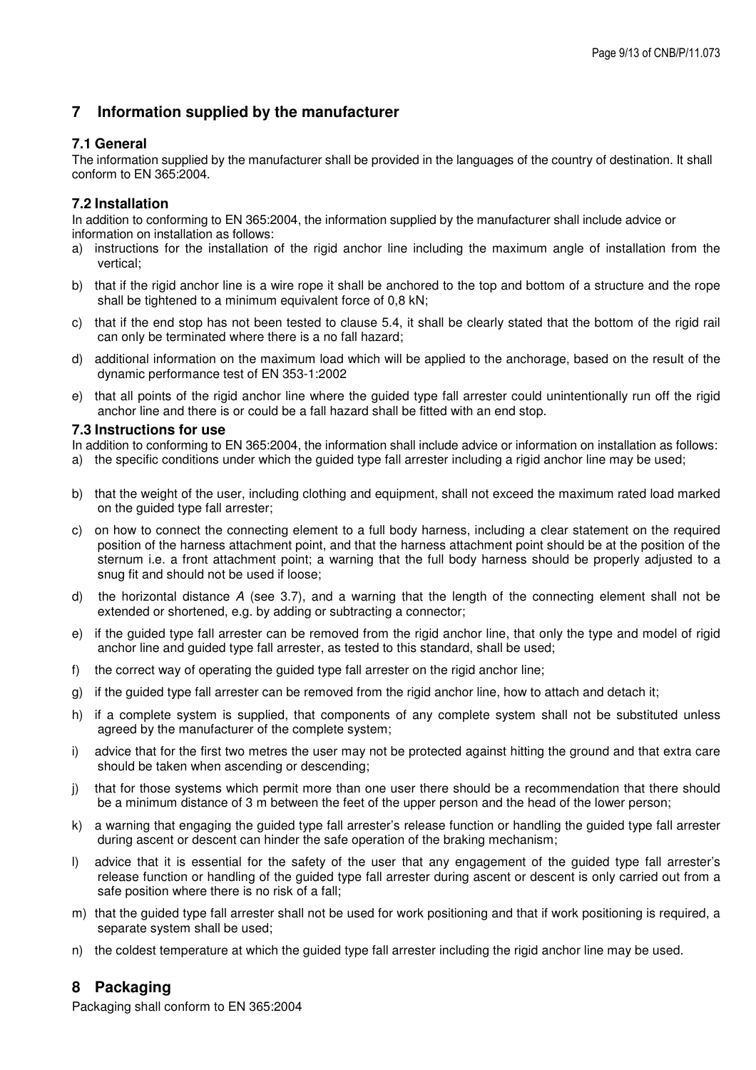## 7 Information supplied by the manufacturer

### 7.1 General

The information supplied by the manufacturer shall be provided in the languages of the country of destination. It shall conform to EN 365:2004.

### 7.2 Installation

In addition to conforming to EN 365:2004, the information supplied by the manufacturer shall include advice or information on installation as follows:

a) instructions for the installation of the rigid anchor line including the maximum angle of installation from the vertical;

b) that if the rigid anchor line is a wire rope it shall be anchored to the top and bottom of a structure and the rope shall be tightened to a minimum equivalent force of 0,8 kN;

c) that if the end stop has not been tested to clause 5.4, it shall be clearly stated that the bottom of the rigid rail can only be terminated where there is a no fall hazard;

d) additional information on the maximum load which will be applied to the anchorage, based on the result of the dynamic performance test of EN 353-1:2002

e) that all points of the rigid anchor line where the guided type fall arrester could unintentionally run off the rigid anchor line and there is or could be a fall hazard shall be fitted with an end stop.

### 7.3 Instructions for use

In addition to conforming to EN 365:2004, the information shall include advice or information on installation as follows:

a) the specific conditions under which the guided type fall arrester including a rigid anchor line may be used;

b) that the weight of the user, including clothing and equipment, shall not exceed the maximum rated load marked on the guided type fall arrester;

c) on how to connect the connecting element to a full body harness, including a clear statement on the required position of the harness attachment point, and that the harness attachment point should be at the position of the sternum i.e. a front attachment point; a warning that the full body harness should be properly adjusted to a snug fit and should not be used if loose;

d) the horizontal distance $A$ (see 3.7), and a warning that the length of the connecting element shall not be extended or shortened, e.g. by adding or subtracting a connector;

e) if the guided type fall arrester can be removed from the rigid anchor line, that only the type and model of rigid anchor line and guided type fall arrester, as tested to this standard, shall be used;

f) the correct way of operating the guided type fall arrester on the rigid anchor line;

g) if the guided type fall arrester can be removed from the rigid anchor line, how to attach and detach it;

h) if a complete system is supplied, that components of any complete system shall not be substituted unless agreed by the manufacturer of the complete system;

i) advice that for the first two metres the user may not be protected against hitting the ground and that extra care should be taken when ascending or descending;

j) that for those systems which permit more than one user there should be a recommendation that there should be a minimum distance of 3 m between the feet of the upper person and the head of the lower person;

k) a warning that engaging the guided type fall arrester's release function or handling the guided type fall arrester during ascent or descent can hinder the safe operation of the braking mechanism;

l) advice that it is essential for the safety of the user that any engagement of the guided type fall arrester's release function or handling of the guided type fall arrester during ascent or descent is only carried out from a safe position where there is no risk of a fall;

m) that the guided type fall arrester shall not be used for work positioning and that if work positioning is required, a separate system shall be used;

n) the coldest temperature at which the guided type fall arrester including the rigid anchor line may be used.

## 8 Packaging

Packaging shall conform to EN 365:2004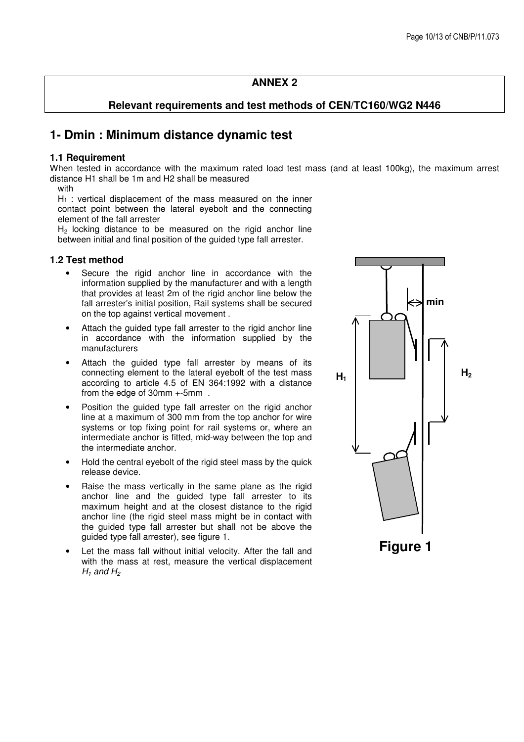**ANNEX 2**

**Relevant requirements and test methods of CEN/TC160/WG2 N446**

## 1- Dmin : Minimum distance dynamic test

### 1.1 Requirement

When tested in accordance with the maximum rated load test mass (and at least 100kg), the maximum arrest distance H1 shall be 1m and H2 shall be measured

with

$H_1$ : vertical displacement of the mass measured on the inner contact point between the lateral eyebolt and the connecting element of the fall arrester

$H_2$ locking distance to be measured on the rigid anchor line between initial and final position of the guided type fall arrester.

### 1.2 Test method

- Secure the rigid anchor line in accordance with the information supplied by the manufacturer and with a length that provides at least 2m of the rigid anchor line below the fall arrester's initial position, Rail systems shall be secured on the top against vertical movement .
- Attach the guided type fall arrester to the rigid anchor line in accordance with the information supplied by the manufacturers
- Attach the guided type fall arrester by means of its connecting element to the lateral eyebolt of the test mass according to article 4.5 of EN 364:1992 with a distance from the edge of 30mm +-5mm .
- Position the guided type fall arrester on the rigid anchor line at a maximum of 300 mm from the top anchor for wire systems or top fixing point for rail systems or, where an intermediate anchor is fitted, mid-way between the top and the intermediate anchor.
- Hold the central eyebolt of the rigid steel mass by the quick release device.
- Raise the mass vertically in the same plane as the rigid anchor line and the guided type fall arrester to its maximum height and at the closest distance to the rigid anchor line (the rigid steel mass might be in contact with the guided type fall arrester but shall not be above the guided type fall arrester), see figure 1.
- Let the mass fall without initial velocity. After the fall and with the mass at rest, measure the vertical displacement *$H_1$ and $H_2$*

min

$H_1$ $H_2$

**Figure 1**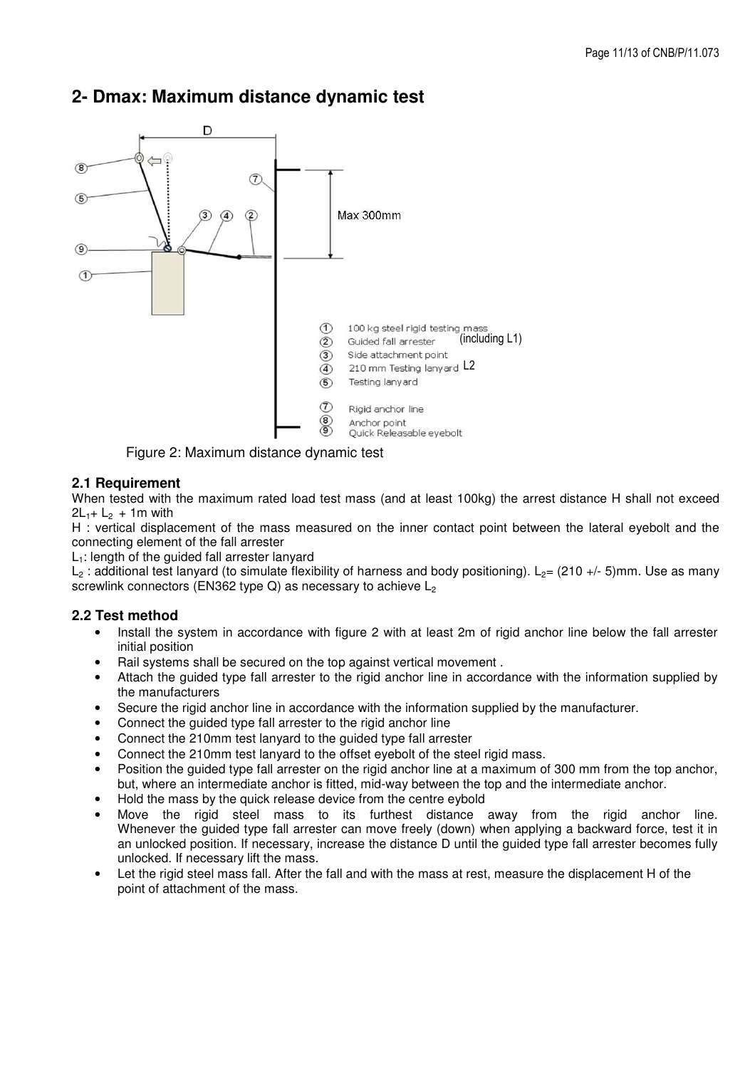## 2- Dmax: Maximum distance dynamic test

Figure 2: Maximum distance dynamic test

### 2.1 Requirement

When tested with the maximum rated load test mass (and at least 100kg) the arrest distance H shall not exceed $2L_1 + L_2 + 1m$ with

H : vertical displacement of the mass measured on the inner contact point between the lateral eyebolt and the connecting element of the fall arrester

$L_1$: length of the guided fall arrester lanyard

$L_2$ : additional test lanyard (to simulate flexibility of harness and body positioning). $L_2$= (210 +/- 5)mm. Use as many screwlink connectors (EN362 type Q) as necessary to achieve $L_2$

### 2.2 Test method

- Install the system in accordance with figure 2 with at least 2m of rigid anchor line below the fall arrester initial position
- Rail systems shall be secured on the top against vertical movement .
- Attach the guided type fall arrester to the rigid anchor line in accordance with the information supplied by the manufacturers
- Secure the rigid anchor line in accordance with the information supplied by the manufacturer.
- Connect the guided type fall arrester to the rigid anchor line
- Connect the 210mm test lanyard to the guided type fall arrester
- Connect the 210mm test lanyard to the offset eyebolt of the steel rigid mass.
- Position the guided type fall arrester on the rigid anchor line at a maximum of 300 mm from the top anchor, but, where an intermediate anchor is fitted, mid-way between the top and the intermediate anchor.
- Hold the mass by the quick release device from the centre eybold
- Move the rigid steel mass to its furthest distance away from the rigid anchor line. Whenever the guided type fall arrester can move freely (down) when applying a backward force, test it in an unlocked position. If necessary, increase the distance D until the guided type fall arrester becomes fully unlocked. If necessary lift the mass.
- Let the rigid steel mass fall. After the fall and with the mass at rest, measure the displacement H of the point of attachment of the mass.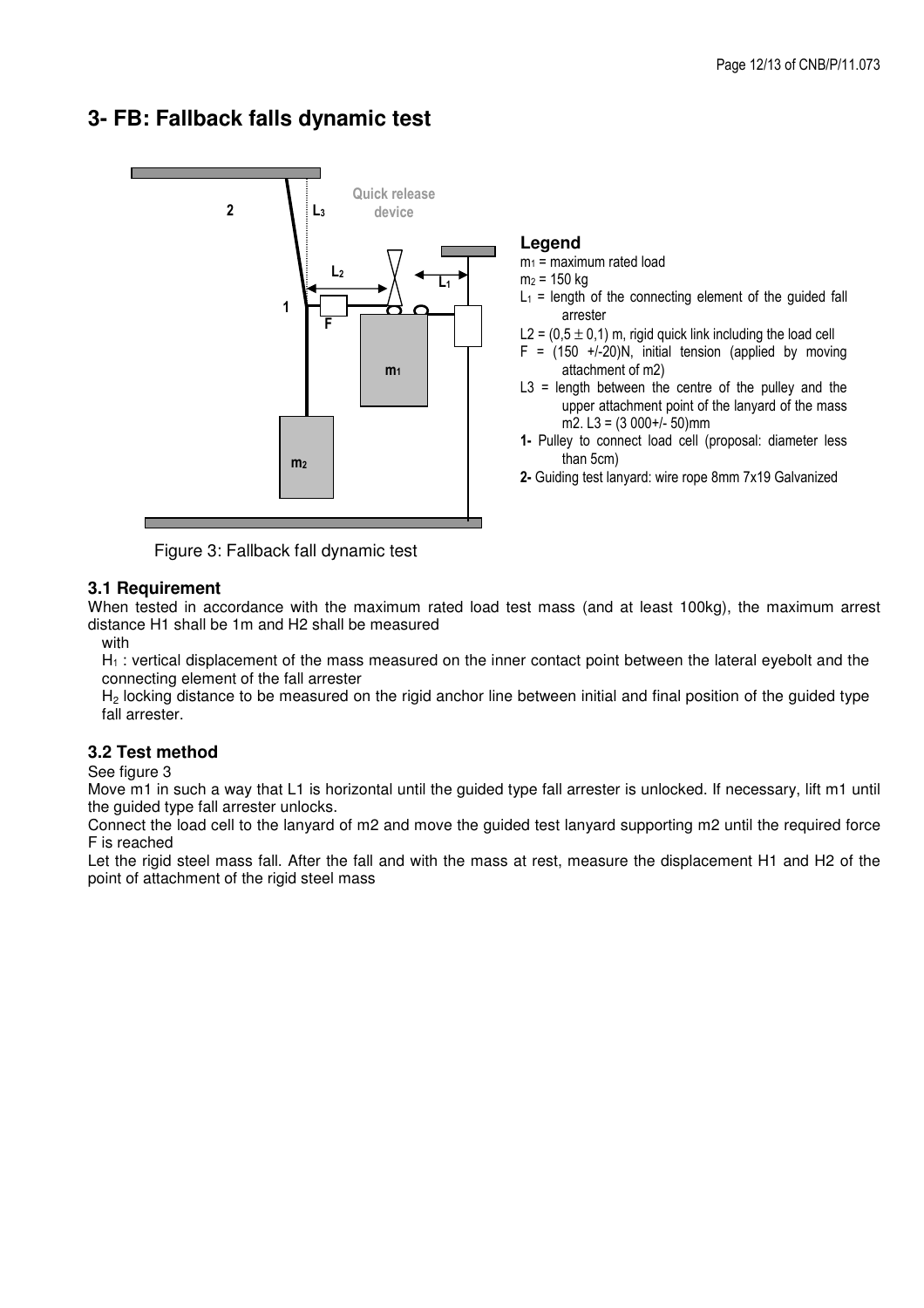# 3- FB: Fallback falls dynamic test

2 L3 Quick release device

1 L2 L1

F

m1

m2

**Legend**

$m_1$ = maximum rated load

$m_2$ = 150 kg

$L_1$ = length of the connecting element of the guided fall arrester

L2 = $(0{,}5 \pm 0{,}1)$ m, rigid quick link including the load cell

F = (150 +/-20)N, initial tension (applied by moving attachment of m2)

L3 = length between the centre of the pulley and the upper attachment point of the lanyard of the mass m2. L3 = (3 000+/- 50)mm

**1-** Pulley to connect load cell (proposal: diameter less than 5cm)

**2-** Guiding test lanyard: wire rope 8mm 7x19 Galvanized

Figure 3: Fallback fall dynamic test

### 3.1 Requirement

When tested in accordance with the maximum rated load test mass (and at least 100kg), the maximum arrest distance H1 shall be 1m and H2 shall be measured

with

$H_1$ : vertical displacement of the mass measured on the inner contact point between the lateral eyebolt and the connecting element of the fall arrester

$H_2$ locking distance to be measured on the rigid anchor line between initial and final position of the guided type fall arrester.

### 3.2 Test method

See figure 3

Move m1 in such a way that L1 is horizontal until the guided type fall arrester is unlocked. If necessary, lift m1 until the guided type fall arrester unlocks.

Connect the load cell to the lanyard of m2 and move the guided test lanyard supporting m2 until the required force F is reached

Let the rigid steel mass fall. After the fall and with the mass at rest, measure the displacement H1 and H2 of the point of attachment of the rigid steel mass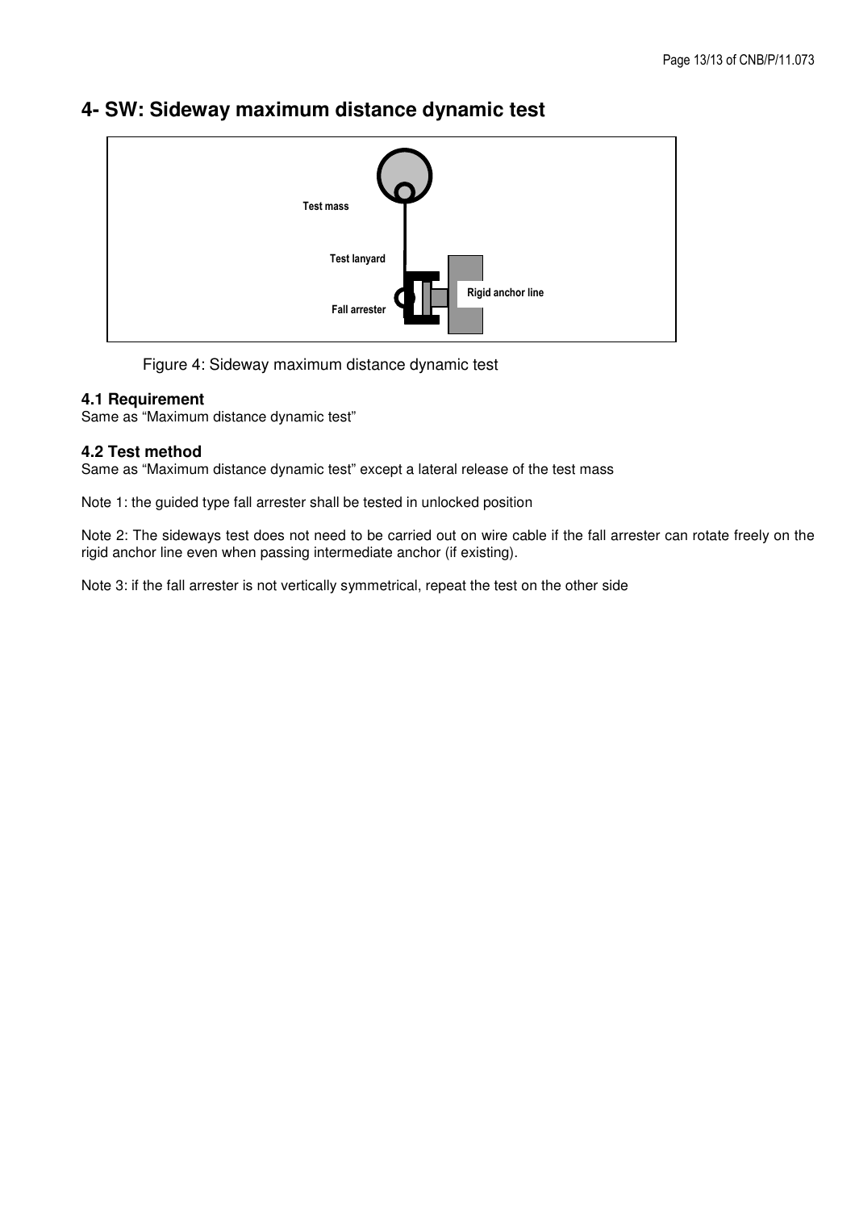# 4- SW: Sideway maximum distance dynamic test

Test mass

Test lanyard

Rigid anchor line

Fall arrester

Figure 4: Sideway maximum distance dynamic test

### 4.1 Requirement

Same as "Maximum distance dynamic test"

### 4.2 Test method

Same as "Maximum distance dynamic test" except a lateral release of the test mass

Note 1: the guided type fall arrester shall be tested in unlocked position

Note 2: The sideways test does not need to be carried out on wire cable if the fall arrester can rotate freely on the rigid anchor line even when passing intermediate anchor (if existing).

Note 3: if the fall arrester is not vertically symmetrical, repeat the test on the other side